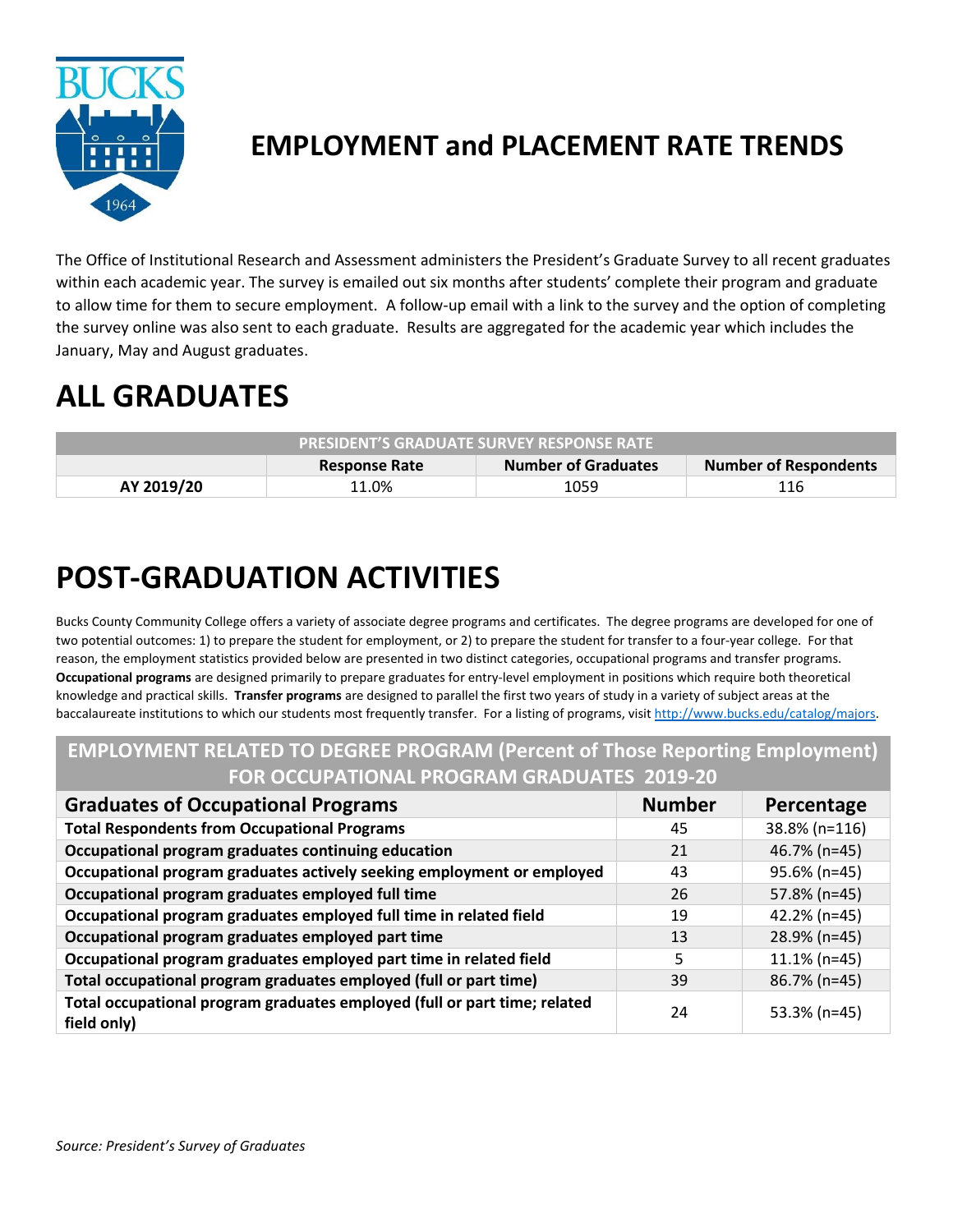# EMPLOYMENT and PLACEMENT RATE TRENDS

The Office of Institutional Research and Assessment administers the President's Graduate Survey to all recent graduates within each academic year. The survey is emailed out six months after students' complete their program and graduate to allow time for them to secure employment. A follow-up email with a link to the survey and the option of completing the survey online was also sent to each graduate. Results are aggregated for the academic year which includes the January, May and August graduates.

# ALL GRADUATES

| PRESIDENT'S GRADUATE SURVEY RESPONSE RATE | | | |
|---|---|---|---|
| | **Response Rate** | **Number of Graduates** | **Number of Respondents** |
| **AY 2019/20** | 11.0% | 1059 | 116 |

# POST-GRADUATION ACTIVITIES

Bucks County Community College offers a variety of associate degree programs and certificates. The degree programs are developed for one of two potential outcomes: 1) to prepare the student for employment, or 2) to prepare the student for transfer to a four-year college. For that reason, the employment statistics provided below are presented in two distinct categories, occupational programs and transfer programs. **Occupational programs** are designed primarily to prepare graduates for entry-level employment in positions which require both theoretical knowledge and practical skills. **Transfer programs** are designed to parallel the first two years of study in a variety of subject areas at the baccalaureate institutions to which our students most frequently transfer. For a listing of programs, visit http://www.bucks.edu/catalog/majors.

| EMPLOYMENT RELATED TO DEGREE PROGRAM (Percent of Those Reporting Employment) FOR OCCUPATIONAL PROGRAM GRADUATES 2019-20 | | |
|---|---|---|
| **Graduates of Occupational Programs** | **Number** | **Percentage** |
| **Total Respondents from Occupational Programs** | 45 | 38.8% (n=116) |
| **Occupational program graduates continuing education** | 21 | 46.7% (n=45) |
| **Occupational program graduates actively seeking employment or employed** | 43 | 95.6% (n=45) |
| **Occupational program graduates employed full time** | 26 | 57.8% (n=45) |
| **Occupational program graduates employed full time in related field** | 19 | 42.2% (n=45) |
| **Occupational program graduates employed part time** | 13 | 28.9% (n=45) |
| **Occupational program graduates employed part time in related field** | 5 | 11.1% (n=45) |
| **Total occupational program graduates employed (full or part time)** | 39 | 86.7% (n=45) |
| **Total occupational program graduates employed (full or part time; related field only)** | 24 | 53.3% (n=45) |

*Source: President's Survey of Graduates*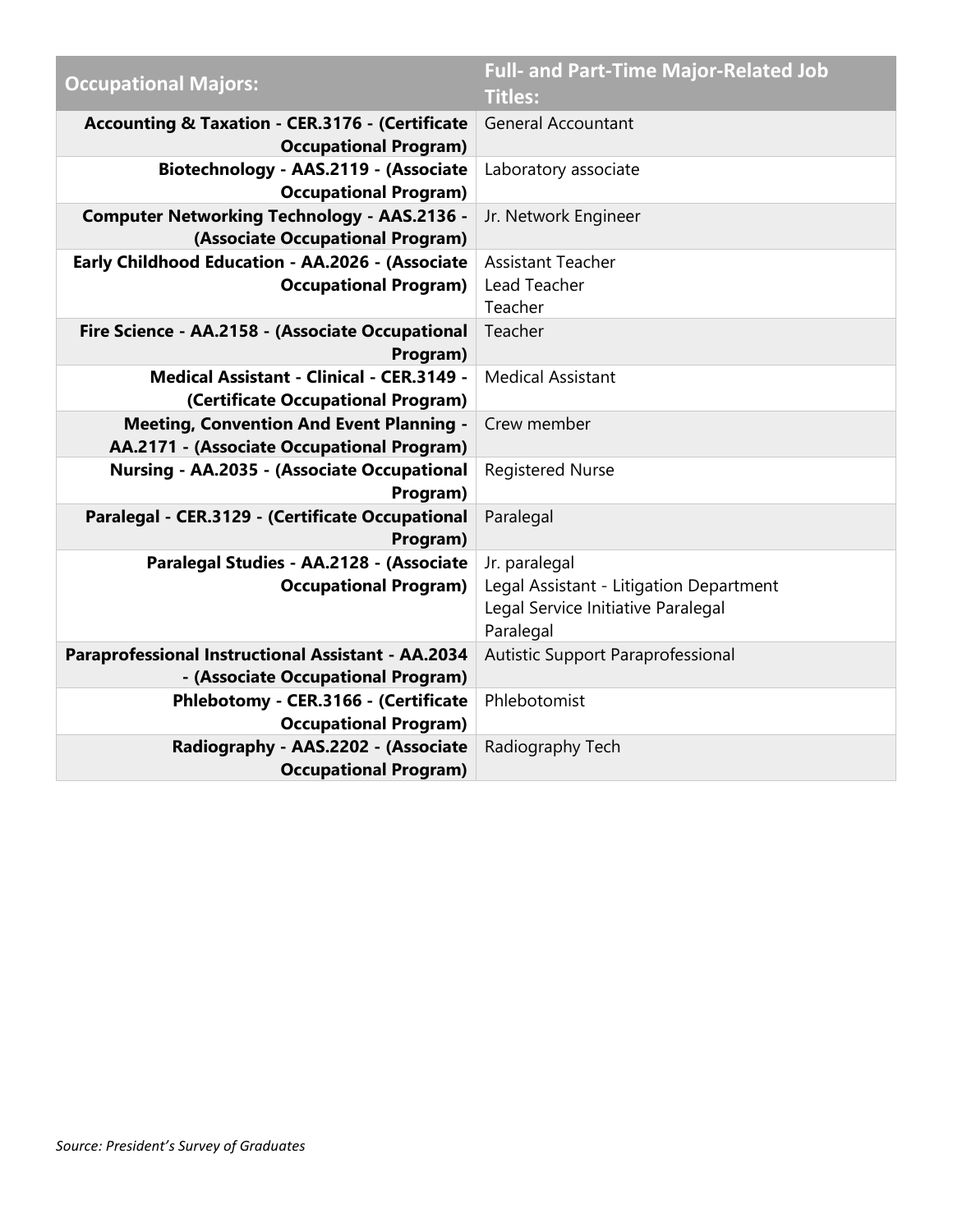| Occupational Majors: | Full- and Part-Time Major-Related Job Titles: |
|---|---|
| **Accounting & Taxation - CER.3176 - (Certificate Occupational Program)** | General Accountant |
| **Biotechnology - AAS.2119 - (Associate Occupational Program)** | Laboratory associate |
| **Computer Networking Technology - AAS.2136 - (Associate Occupational Program)** | Jr. Network Engineer |
| **Early Childhood Education - AA.2026 - (Associate Occupational Program)** | Assistant Teacher<br>Lead Teacher<br>Teacher |
| **Fire Science - AA.2158 - (Associate Occupational Program)** | Teacher |
| **Medical Assistant - Clinical - CER.3149 - (Certificate Occupational Program)** | Medical Assistant |
| **Meeting, Convention And Event Planning - AA.2171 - (Associate Occupational Program)** | Crew member |
| **Nursing - AA.2035 - (Associate Occupational Program)** | Registered Nurse |
| **Paralegal - CER.3129 - (Certificate Occupational Program)** | Paralegal |
| **Paralegal Studies - AA.2128 - (Associate Occupational Program)** | Jr. paralegal<br>Legal Assistant - Litigation Department<br>Legal Service Initiative Paralegal<br>Paralegal |
| **Paraprofessional Instructional Assistant - AA.2034 - (Associate Occupational Program)** | Autistic Support Paraprofessional |
| **Phlebotomy - CER.3166 - (Certificate Occupational Program)** | Phlebotomist |
| **Radiography - AAS.2202 - (Associate Occupational Program)** | Radiography Tech |

*Source: President's Survey of Graduates*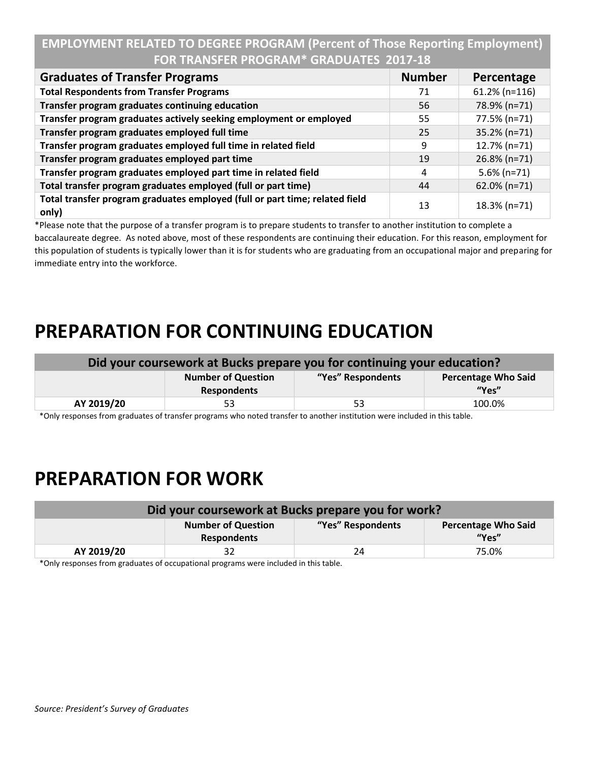| EMPLOYMENT RELATED TO DEGREE PROGRAM (Percent of Those Reporting Employment) FOR TRANSFER PROGRAM* GRADUATES 2017-18 | | |
|---|---|---|
| **Graduates of Transfer Programs** | **Number** | **Percentage** |
| **Total Respondents from Transfer Programs** | 71 | 61.2% (n=116) |
| **Transfer program graduates continuing education** | 56 | 78.9% (n=71) |
| **Transfer program graduates actively seeking employment or employed** | 55 | 77.5% (n=71) |
| **Transfer program graduates employed full time** | 25 | 35.2% (n=71) |
| **Transfer program graduates employed full time in related field** | 9 | 12.7% (n=71) |
| **Transfer program graduates employed part time** | 19 | 26.8% (n=71) |
| **Transfer program graduates employed part time in related field** | 4 | 5.6% (n=71) |
| **Total transfer program graduates employed (full or part time)** | 44 | 62.0% (n=71) |
| **Total transfer program graduates employed (full or part time; related field only)** | 13 | 18.3% (n=71) |

*Please note that the purpose of a transfer program is to prepare students to transfer to another institution to complete a baccalaureate degree. As noted above, most of these respondents are continuing their education. For this reason, employment for this population of students is typically lower than it is for students who are graduating from an occupational major and preparing for immediate entry into the workforce.

# PREPARATION FOR CONTINUING EDUCATION

| Did your coursework at Bucks prepare you for continuing your education? | | | |
|---|---|---|---|
| | **Number of Question Respondents** | **"Yes" Respondents** | **Percentage Who Said "Yes"** |
| **AY 2019/20** | 53 | 53 | 100.0% |

*Only responses from graduates of transfer programs who noted transfer to another institution were included in this table.

# PREPARATION FOR WORK

| Did your coursework at Bucks prepare you for work? | | | |
|---|---|---|---|
| | **Number of Question Respondents** | **"Yes" Respondents** | **Percentage Who Said "Yes"** |
| **AY 2019/20** | 32 | 24 | 75.0% |

*Only responses from graduates of occupational programs were included in this table.

*Source: President's Survey of Graduates*